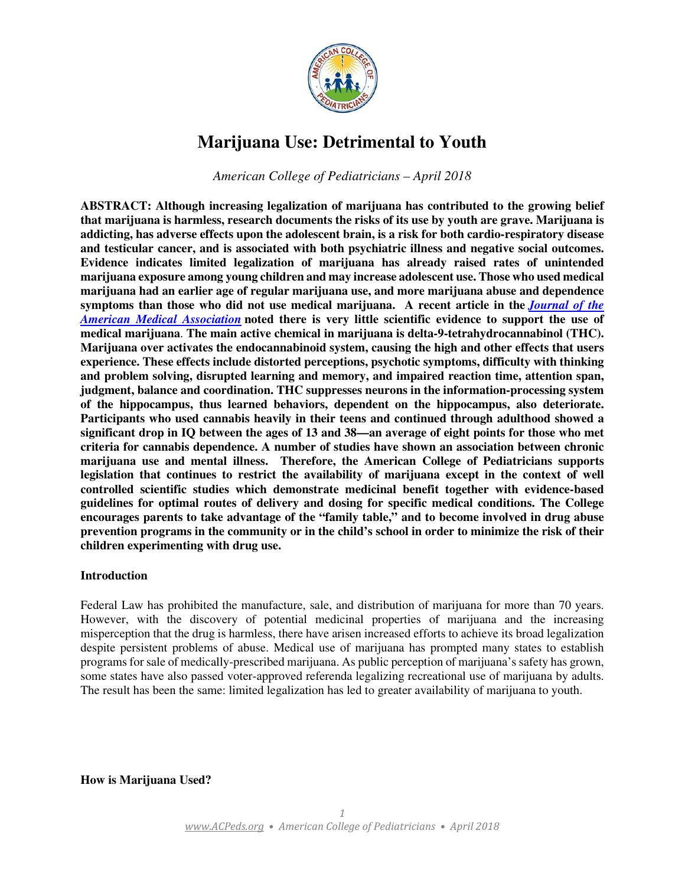# Marijuana Use: Detrimental to Youth

*American College of Pediatricians – April 2018*

**ABSTRACT: Although increasing legalization of marijuana has contributed to the growing belief that marijuana is harmless, research documents the risks of its use by youth are grave. Marijuana is addicting, has adverse effects upon the adolescent brain, is a risk for both cardio-respiratory disease and testicular cancer, and is associated with both psychiatric illness and negative social outcomes. Evidence indicates limited legalization of marijuana has already raised rates of unintended marijuana exposure among young children and may increase adolescent use. Those who used medical marijuana had an earlier age of regular marijuana use, and more marijuana abuse and dependence symptoms than those who did not use medical marijuana. A recent article in the *Journal of the American Medical Association* noted there is very little scientific evidence to support the use of medical marijuana. The main active chemical in marijuana is delta-9-tetrahydrocannabinol (THC). Marijuana over activates the endocannabinoid system, causing the high and other effects that users experience. These effects include distorted perceptions, psychotic symptoms, difficulty with thinking and problem solving, disrupted learning and memory, and impaired reaction time, attention span, judgment, balance and coordination. THC suppresses neurons in the information-processing system of the hippocampus, thus learned behaviors, dependent on the hippocampus, also deteriorate. Participants who used cannabis heavily in their teens and continued through adulthood showed a significant drop in IQ between the ages of 13 and 38—an average of eight points for those who met criteria for cannabis dependence. A number of studies have shown an association between chronic marijuana use and mental illness. Therefore, the American College of Pediatricians supports legislation that continues to restrict the availability of marijuana except in the context of well controlled scientific studies which demonstrate medicinal benefit together with evidence-based guidelines for optimal routes of delivery and dosing for specific medical conditions. The College encourages parents to take advantage of the "family table," and to become involved in drug abuse prevention programs in the community or in the child's school in order to minimize the risk of their children experimenting with drug use.**

**Introduction**

Federal Law has prohibited the manufacture, sale, and distribution of marijuana for more than 70 years. However, with the discovery of potential medicinal properties of marijuana and the increasing misperception that the drug is harmless, there have arisen increased efforts to achieve its broad legalization despite persistent problems of abuse. Medical use of marijuana has prompted many states to establish programs for sale of medically-prescribed marijuana. As public perception of marijuana's safety has grown, some states have also passed voter-approved referenda legalizing recreational use of marijuana by adults. The result has been the same: limited legalization has led to greater availability of marijuana to youth.

**How is Marijuana Used?**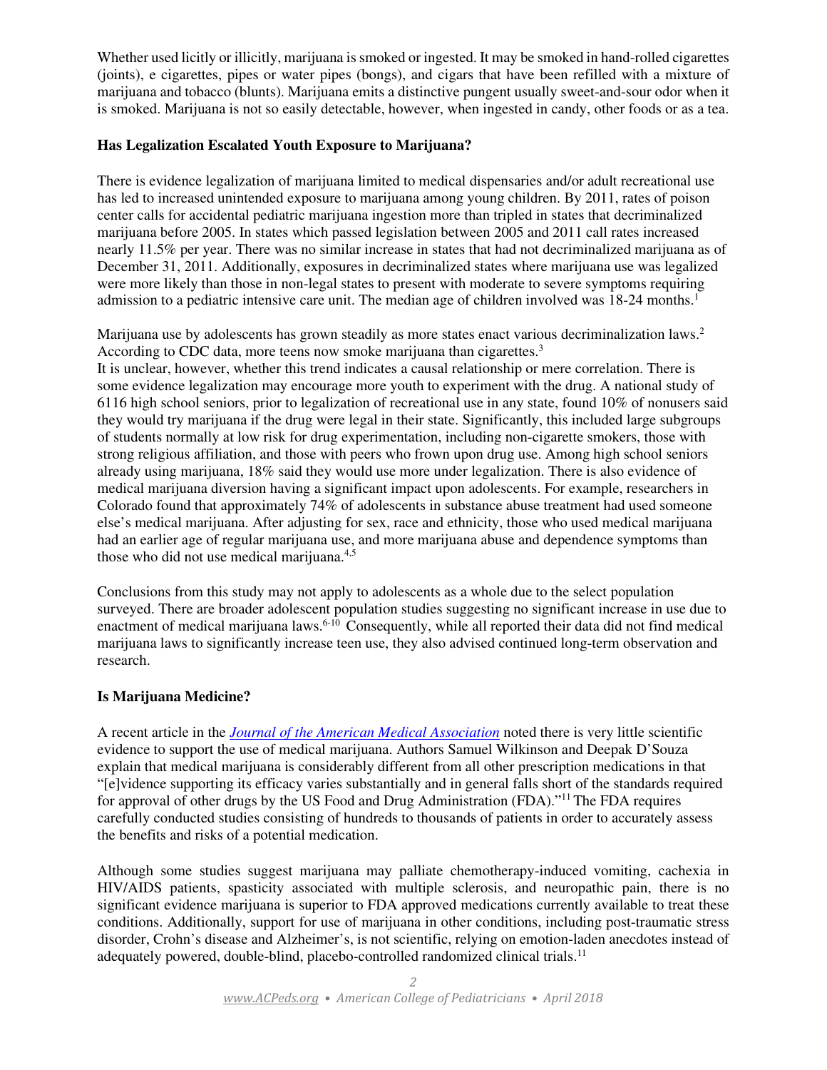Whether used licitly or illicitly, marijuana is smoked or ingested. It may be smoked in hand-rolled cigarettes (joints), e cigarettes, pipes or water pipes (bongs), and cigars that have been refilled with a mixture of marijuana and tobacco (blunts). Marijuana emits a distinctive pungent usually sweet-and-sour odor when it is smoked. Marijuana is not so easily detectable, however, when ingested in candy, other foods or as a tea.

**Has Legalization Escalated Youth Exposure to Marijuana?**

There is evidence legalization of marijuana limited to medical dispensaries and/or adult recreational use has led to increased unintended exposure to marijuana among young children. By 2011, rates of poison center calls for accidental pediatric marijuana ingestion more than tripled in states that decriminalized marijuana before 2005. In states which passed legislation between 2005 and 2011 call rates increased nearly 11.5% per year. There was no similar increase in states that had not decriminalized marijuana as of December 31, 2011. Additionally, exposures in decriminalized states where marijuana use was legalized were more likely than those in non-legal states to present with moderate to severe symptoms requiring admission to a pediatric intensive care unit. The median age of children involved was 18-24 months.[1]

Marijuana use by adolescents has grown steadily as more states enact various decriminalization laws.[2] According to CDC data, more teens now smoke marijuana than cigarettes.[3]
It is unclear, however, whether this trend indicates a causal relationship or mere correlation. There is some evidence legalization may encourage more youth to experiment with the drug. A national study of 6116 high school seniors, prior to legalization of recreational use in any state, found 10% of nonusers said they would try marijuana if the drug were legal in their state. Significantly, this included large subgroups of students normally at low risk for drug experimentation, including non-cigarette smokers, those with strong religious affiliation, and those with peers who frown upon drug use. Among high school seniors already using marijuana, 18% said they would use more under legalization. There is also evidence of medical marijuana diversion having a significant impact upon adolescents. For example, researchers in Colorado found that approximately 74% of adolescents in substance abuse treatment had used someone else's medical marijuana. After adjusting for sex, race and ethnicity, those who used medical marijuana had an earlier age of regular marijuana use, and more marijuana abuse and dependence symptoms than those who did not use medical marijuana.[4,5]

Conclusions from this study may not apply to adolescents as a whole due to the select population surveyed. There are broader adolescent population studies suggesting no significant increase in use due to enactment of medical marijuana laws.[6-10] Consequently, while all reported their data did not find medical marijuana laws to significantly increase teen use, they also advised continued long-term observation and research.

**Is Marijuana Medicine?**

A recent article in the *Journal of the American Medical Association* noted there is very little scientific evidence to support the use of medical marijuana. Authors Samuel Wilkinson and Deepak D'Souza explain that medical marijuana is considerably different from all other prescription medications in that "[e]vidence supporting its efficacy varies substantially and in general falls short of the standards required for approval of other drugs by the US Food and Drug Administration (FDA)."[11] The FDA requires carefully conducted studies consisting of hundreds to thousands of patients in order to accurately assess the benefits and risks of a potential medication.

Although some studies suggest marijuana may palliate chemotherapy-induced vomiting, cachexia in HIV/AIDS patients, spasticity associated with multiple sclerosis, and neuropathic pain, there is no significant evidence marijuana is superior to FDA approved medications currently available to treat these conditions. Additionally, support for use of marijuana in other conditions, including post-traumatic stress disorder, Crohn's disease and Alzheimer's, is not scientific, relying on emotion-laden anecdotes instead of adequately powered, double-blind, placebo-controlled randomized clinical trials.[11]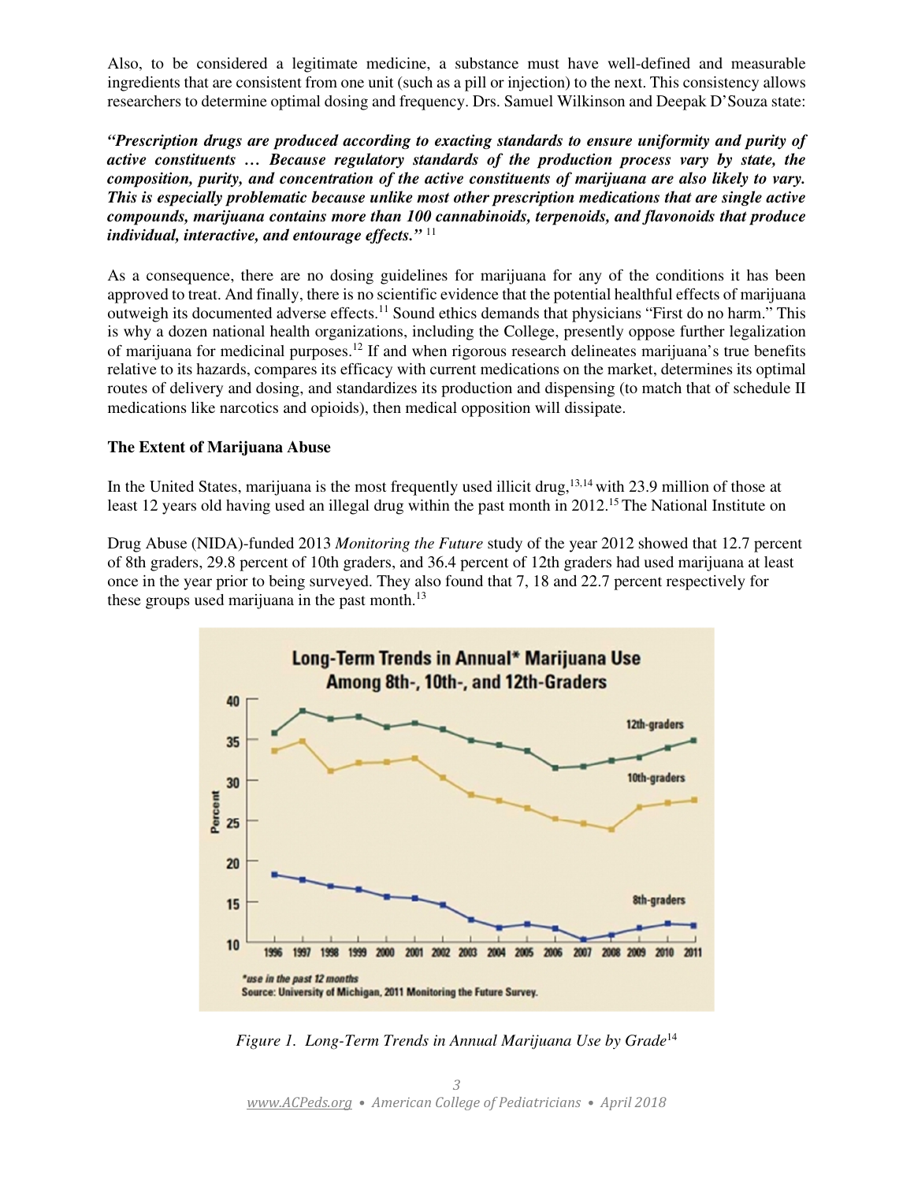Also, to be considered a legitimate medicine, a substance must have well-defined and measurable ingredients that are consistent from one unit (such as a pill or injection) to the next. This consistency allows researchers to determine optimal dosing and frequency. Drs. Samuel Wilkinson and Deepak D'Souza state:

***"Prescription drugs are produced according to exacting standards to ensure uniformity and purity of active constituents … Because regulatory standards of the production process vary by state, the composition, purity, and concentration of the active constituents of marijuana are also likely to vary. This is especially problematic because unlike most other prescription medications that are single active compounds, marijuana contains more than 100 cannabinoids, terpenoids, and flavonoids that produce individual, interactive, and entourage effects."*** [11]

As a consequence, there are no dosing guidelines for marijuana for any of the conditions it has been approved to treat. And finally, there is no scientific evidence that the potential healthful effects of marijuana outweigh its documented adverse effects.[11] Sound ethics demands that physicians "First do no harm." This is why a dozen national health organizations, including the College, presently oppose further legalization of marijuana for medicinal purposes.[12] If and when rigorous research delineates marijuana's true benefits relative to its hazards, compares its efficacy with current medications on the market, determines its optimal routes of delivery and dosing, and standardizes its production and dispensing (to match that of schedule II medications like narcotics and opioids), then medical opposition will dissipate.

**The Extent of Marijuana Abuse**

In the United States, marijuana is the most frequently used illicit drug,[13,14] with 23.9 million of those at least 12 years old having used an illegal drug within the past month in 2012.[15] The National Institute on Drug Abuse (NIDA)-funded 2013 *Monitoring the Future* study of the year 2012 showed that 12.7 percent of 8th graders, 29.8 percent of 10th graders, and 36.4 percent of 12th graders had used marijuana at least once in the year prior to being surveyed. They also found that 7, 18 and 22.7 percent respectively for these groups used marijuana in the past month.[13]

*Figure 1. Long-Term Trends in Annual Marijuana Use by Grade*[14]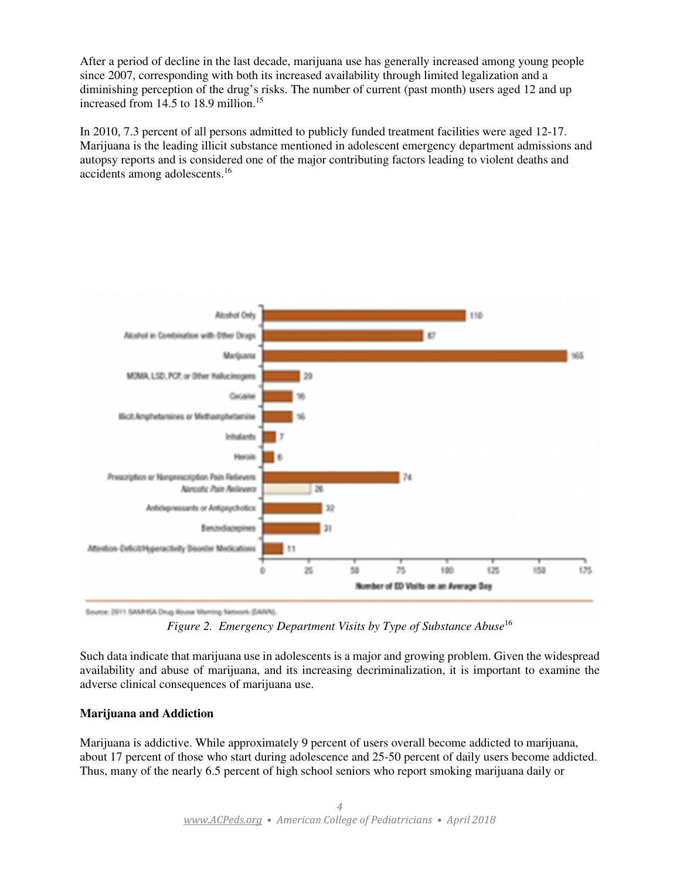After a period of decline in the last decade, marijuana use has generally increased among young people since 2007, corresponding with both its increased availability through limited legalization and a diminishing perception of the drug's risks. The number of current (past month) users aged 12 and up increased from 14.5 to 18.9 million.[15]

In 2010, 7.3 percent of all persons admitted to publicly funded treatment facilities were aged 12-17. Marijuana is the leading illicit substance mentioned in adolescent emergency department admissions and autopsy reports and is considered one of the major contributing factors leading to violent deaths and accidents among adolescents.[16]

| Substance | Number of ED Visits on an Average Day |
| --- | --- |
| Alcohol Only | 110 |
| Alcohol in Combination with Other Drugs | 87 |
| Marijuana | 165 |
| MDMA, LSD, PCP, or Other Hallucinogens | 20 |
| Cocaine | 16 |
| Illicit Amphetamines or Methamphetamine | 16 |
| Inhalants | 7 |
| Heroin | 6 |
| Prescription or Nonprescription Pain Relievers | 74 |
| Narcotic Pain Relievers | 26 |
| Antidepressants or Antipsychotics | 32 |
| Benzodiazepines | 31 |
| Attention-Deficit/Hyperactivity Disorder Medications | 11 |

Source: 2011 SAMHSA Drug Abuse Warning Network (DAWN).

*Figure 2. Emergency Department Visits by Type of Substance Abuse*[16]

Such data indicate that marijuana use in adolescents is a major and growing problem. Given the widespread availability and abuse of marijuana, and its increasing decriminalization, it is important to examine the adverse clinical consequences of marijuana use.

**Marijuana and Addiction**

Marijuana is addictive. While approximately 9 percent of users overall become addicted to marijuana, about 17 percent of those who start during adolescence and 25-50 percent of daily users become addicted. Thus, many of the nearly 6.5 percent of high school seniors who report smoking marijuana daily or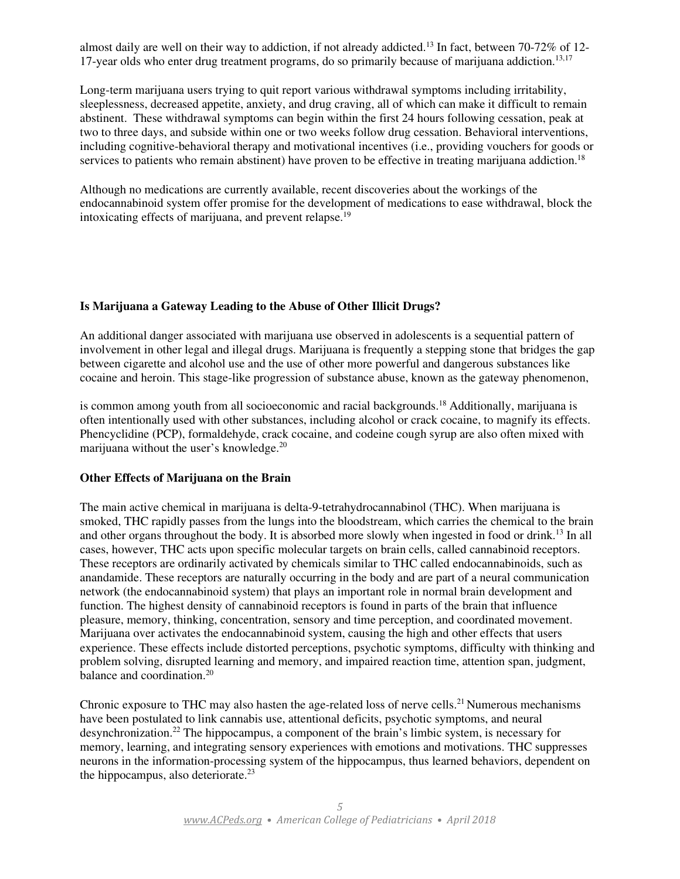almost daily are well on their way to addiction, if not already addicted.[13] In fact, between 70-72% of 12-17-year olds who enter drug treatment programs, do so primarily because of marijuana addiction.[13,17]

Long-term marijuana users trying to quit report various withdrawal symptoms including irritability, sleeplessness, decreased appetite, anxiety, and drug craving, all of which can make it difficult to remain abstinent. These withdrawal symptoms can begin within the first 24 hours following cessation, peak at two to three days, and subside within one or two weeks follow drug cessation. Behavioral interventions, including cognitive-behavioral therapy and motivational incentives (i.e., providing vouchers for goods or services to patients who remain abstinent) have proven to be effective in treating marijuana addiction.[18]

Although no medications are currently available, recent discoveries about the workings of the endocannabinoid system offer promise for the development of medications to ease withdrawal, block the intoxicating effects of marijuana, and prevent relapse.[19]

**Is Marijuana a Gateway Leading to the Abuse of Other Illicit Drugs?**

An additional danger associated with marijuana use observed in adolescents is a sequential pattern of involvement in other legal and illegal drugs. Marijuana is frequently a stepping stone that bridges the gap between cigarette and alcohol use and the use of other more powerful and dangerous substances like cocaine and heroin. This stage-like progression of substance abuse, known as the gateway phenomenon, is common among youth from all socioeconomic and racial backgrounds.[18] Additionally, marijuana is often intentionally used with other substances, including alcohol or crack cocaine, to magnify its effects. Phencyclidine (PCP), formaldehyde, crack cocaine, and codeine cough syrup are also often mixed with marijuana without the user's knowledge.[20]

**Other Effects of Marijuana on the Brain**

The main active chemical in marijuana is delta-9-tetrahydrocannabinol (THC). When marijuana is smoked, THC rapidly passes from the lungs into the bloodstream, which carries the chemical to the brain and other organs throughout the body. It is absorbed more slowly when ingested in food or drink.[13] In all cases, however, THC acts upon specific molecular targets on brain cells, called cannabinoid receptors. These receptors are ordinarily activated by chemicals similar to THC called endocannabinoids, such as anandamide. These receptors are naturally occurring in the body and are part of a neural communication network (the endocannabinoid system) that plays an important role in normal brain development and function. The highest density of cannabinoid receptors is found in parts of the brain that influence pleasure, memory, thinking, concentration, sensory and time perception, and coordinated movement. Marijuana over activates the endocannabinoid system, causing the high and other effects that users experience. These effects include distorted perceptions, psychotic symptoms, difficulty with thinking and problem solving, disrupted learning and memory, and impaired reaction time, attention span, judgment, balance and coordination.[20]

Chronic exposure to THC may also hasten the age-related loss of nerve cells.[21] Numerous mechanisms have been postulated to link cannabis use, attentional deficits, psychotic symptoms, and neural desynchronization.[22] The hippocampus, a component of the brain's limbic system, is necessary for memory, learning, and integrating sensory experiences with emotions and motivations. THC suppresses neurons in the information-processing system of the hippocampus, thus learned behaviors, dependent on the hippocampus, also deteriorate.[23]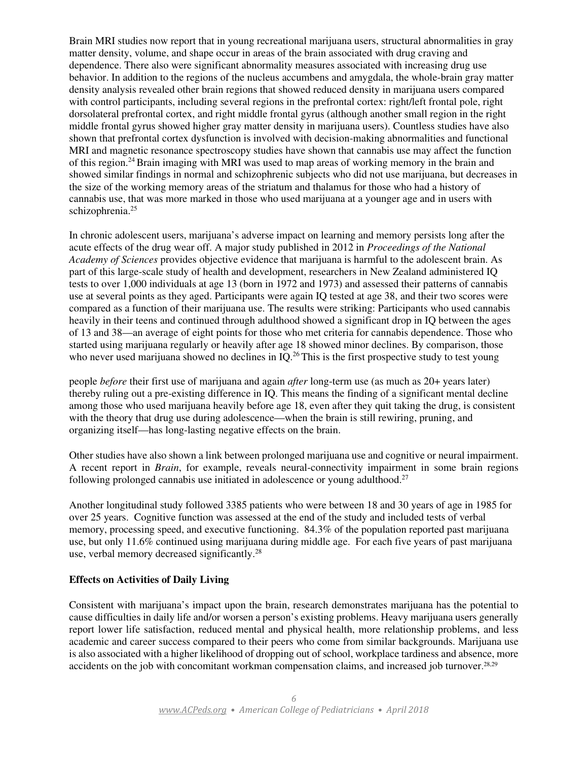Brain MRI studies now report that in young recreational marijuana users, structural abnormalities in gray matter density, volume, and shape occur in areas of the brain associated with drug craving and dependence. There also were significant abnormality measures associated with increasing drug use behavior. In addition to the regions of the nucleus accumbens and amygdala, the whole-brain gray matter density analysis revealed other brain regions that showed reduced density in marijuana users compared with control participants, including several regions in the prefrontal cortex: right/left frontal pole, right dorsolateral prefrontal cortex, and right middle frontal gyrus (although another small region in the right middle frontal gyrus showed higher gray matter density in marijuana users). Countless studies have also shown that prefrontal cortex dysfunction is involved with decision-making abnormalities and functional MRI and magnetic resonance spectroscopy studies have shown that cannabis use may affect the function of this region.[24] Brain imaging with MRI was used to map areas of working memory in the brain and showed similar findings in normal and schizophrenic subjects who did not use marijuana, but decreases in the size of the working memory areas of the striatum and thalamus for those who had a history of cannabis use, that was more marked in those who used marijuana at a younger age and in users with schizophrenia.[25]

In chronic adolescent users, marijuana's adverse impact on learning and memory persists long after the acute effects of the drug wear off. A major study published in 2012 in *Proceedings of the National Academy of Sciences* provides objective evidence that marijuana is harmful to the adolescent brain. As part of this large-scale study of health and development, researchers in New Zealand administered IQ tests to over 1,000 individuals at age 13 (born in 1972 and 1973) and assessed their patterns of cannabis use at several points as they aged. Participants were again IQ tested at age 38, and their two scores were compared as a function of their marijuana use. The results were striking: Participants who used cannabis heavily in their teens and continued through adulthood showed a significant drop in IQ between the ages of 13 and 38—an average of eight points for those who met criteria for cannabis dependence. Those who started using marijuana regularly or heavily after age 18 showed minor declines. By comparison, those who never used marijuana showed no declines in IQ.[26] This is the first prospective study to test young people *before* their first use of marijuana and again *after* long-term use (as much as 20+ years later) thereby ruling out a pre-existing difference in IQ. This means the finding of a significant mental decline among those who used marijuana heavily before age 18, even after they quit taking the drug, is consistent with the theory that drug use during adolescence—when the brain is still rewiring, pruning, and organizing itself—has long-lasting negative effects on the brain.

Other studies have also shown a link between prolonged marijuana use and cognitive or neural impairment. A recent report in *Brain*, for example, reveals neural-connectivity impairment in some brain regions following prolonged cannabis use initiated in adolescence or young adulthood.[27]

Another longitudinal study followed 3385 patients who were between 18 and 30 years of age in 1985 for over 25 years. Cognitive function was assessed at the end of the study and included tests of verbal memory, processing speed, and executive functioning. 84.3% of the population reported past marijuana use, but only 11.6% continued using marijuana during middle age. For each five years of past marijuana use, verbal memory decreased significantly.[28]

**Effects on Activities of Daily Living**

Consistent with marijuana's impact upon the brain, research demonstrates marijuana has the potential to cause difficulties in daily life and/or worsen a person's existing problems. Heavy marijuana users generally report lower life satisfaction, reduced mental and physical health, more relationship problems, and less academic and career success compared to their peers who come from similar backgrounds. Marijuana use is also associated with a higher likelihood of dropping out of school, workplace tardiness and absence, more accidents on the job with concomitant workman compensation claims, and increased job turnover.[28,29]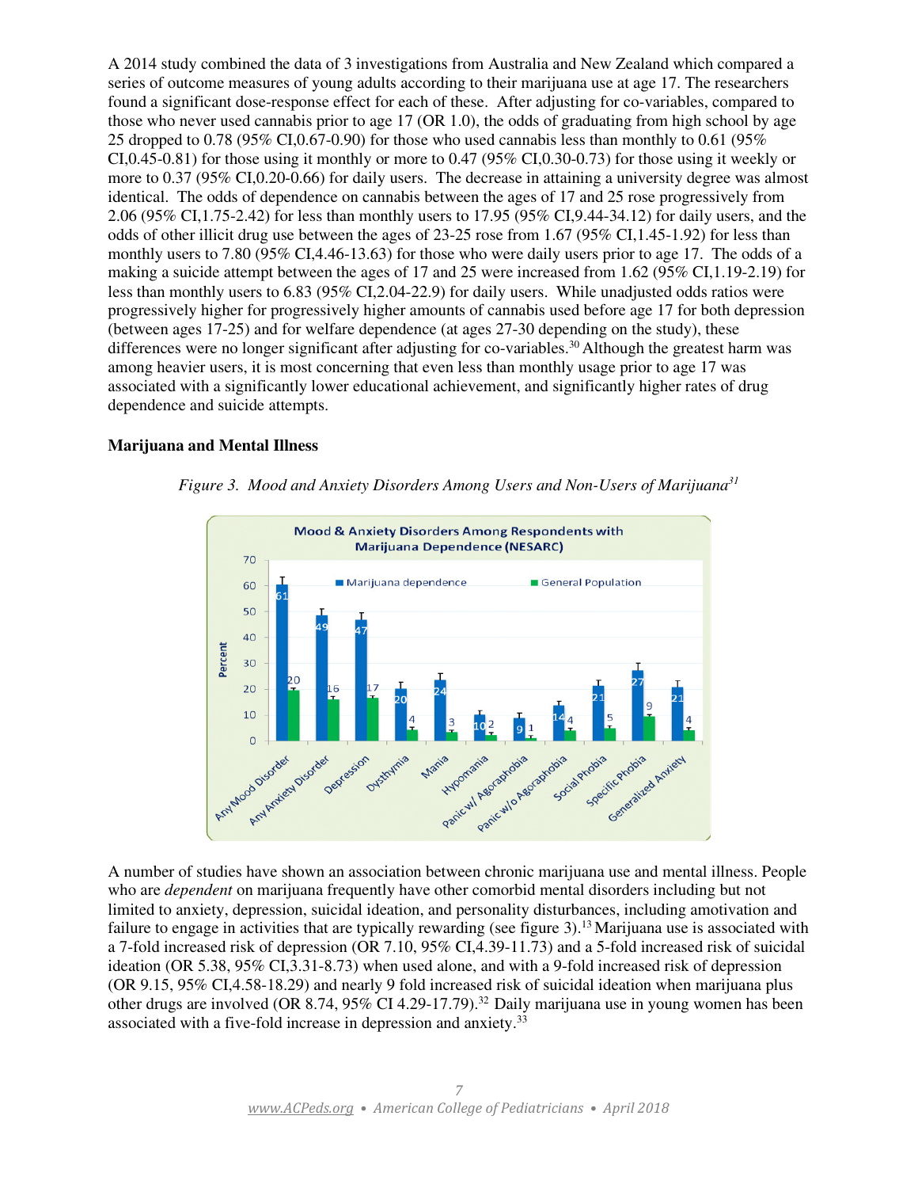A 2014 study combined the data of 3 investigations from Australia and New Zealand which compared a series of outcome measures of young adults according to their marijuana use at age 17. The researchers found a significant dose-response effect for each of these. After adjusting for co-variables, compared to those who never used cannabis prior to age 17 (OR 1.0), the odds of graduating from high school by age 25 dropped to 0.78 (95% CI,0.67-0.90) for those who used cannabis less than monthly to 0.61 (95% CI,0.45-0.81) for those using it monthly or more to 0.47 (95% CI,0.30-0.73) for those using it weekly or more to 0.37 (95% CI,0.20-0.66) for daily users. The decrease in attaining a university degree was almost identical. The odds of dependence on cannabis between the ages of 17 and 25 rose progressively from 2.06 (95% CI,1.75-2.42) for less than monthly users to 17.95 (95% CI,9.44-34.12) for daily users, and the odds of other illicit drug use between the ages of 23-25 rose from 1.67 (95% CI,1.45-1.92) for less than monthly users to 7.80 (95% CI,4.46-13.63) for those who were daily users prior to age 17. The odds of a making a suicide attempt between the ages of 17 and 25 were increased from 1.62 (95% CI,1.19-2.19) for less than monthly users to 6.83 (95% CI,2.04-22.9) for daily users. While unadjusted odds ratios were progressively higher for progressively higher amounts of cannabis used before age 17 for both depression (between ages 17-25) and for welfare dependence (at ages 27-30 depending on the study), these differences were no longer significant after adjusting for co-variables.[30] Although the greatest harm was among heavier users, it is most concerning that even less than monthly usage prior to age 17 was associated with a significantly lower educational achievement, and significantly higher rates of drug dependence and suicide attempts.

**Marijuana and Mental Illness**

*Figure 3. Mood and Anxiety Disorders Among Users and Non-Users of Marijuana[31]*

**Mood & Anxiety Disorders Among Respondents with Marijuana Dependence (NESARC)**

| Disorder | Marijuana dependence (%) | General Population (%) |
|---|---|---|
| Any Mood Disorder | 61 | 20 |
| Any Anxiety Disorder | 49 | 16 |
| Depression | 47 | 17 |
| Dysthymia | 20 | 4 |
| Mania | 24 | 3 |
| Hypomania | 10 | 2 |
| Panic w/ Agoraphobia | 9 | 1 |
| Panic w/o Agoraphobia | 14 | 4 |
| Social Phobia | 21 | 5 |
| Specific Phobia | 27 | 9 |
| Generalized Anxiety | 21 | 4 |

A number of studies have shown an association between chronic marijuana use and mental illness. People who are *dependent* on marijuana frequently have other comorbid mental disorders including but not limited to anxiety, depression, suicidal ideation, and personality disturbances, including amotivation and failure to engage in activities that are typically rewarding (see figure 3).[13] Marijuana use is associated with a 7-fold increased risk of depression (OR 7.10, 95% CI,4.39-11.73) and a 5-fold increased risk of suicidal ideation (OR 5.38, 95% CI,3.31-8.73) when used alone, and with a 9-fold increased risk of depression (OR 9.15, 95% CI,4.58-18.29) and nearly 9 fold increased risk of suicidal ideation when marijuana plus other drugs are involved (OR 8.74, 95% CI 4.29-17.79).[32] Daily marijuana use in young women has been associated with a five-fold increase in depression and anxiety.[33]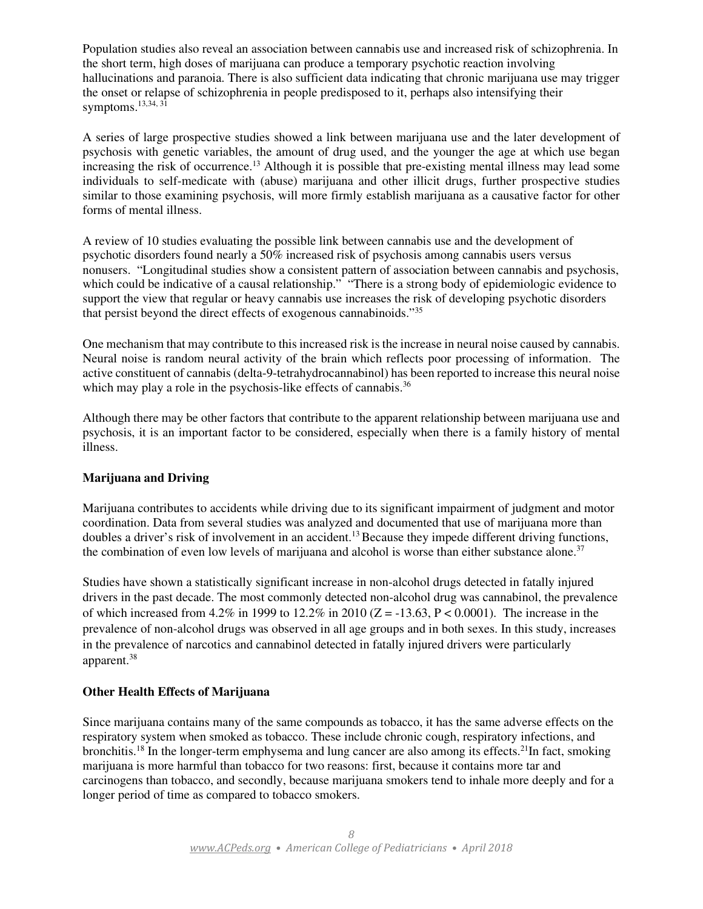Population studies also reveal an association between cannabis use and increased risk of schizophrenia. In the short term, high doses of marijuana can produce a temporary psychotic reaction involving hallucinations and paranoia. There is also sufficient data indicating that chronic marijuana use may trigger the onset or relapse of schizophrenia in people predisposed to it, perhaps also intensifying their symptoms.[13,34, 31]

A series of large prospective studies showed a link between marijuana use and the later development of psychosis with genetic variables, the amount of drug used, and the younger the age at which use began increasing the risk of occurrence.[13] Although it is possible that pre-existing mental illness may lead some individuals to self-medicate with (abuse) marijuana and other illicit drugs, further prospective studies similar to those examining psychosis, will more firmly establish marijuana as a causative factor for other forms of mental illness.

A review of 10 studies evaluating the possible link between cannabis use and the development of psychotic disorders found nearly a 50% increased risk of psychosis among cannabis users versus nonusers. "Longitudinal studies show a consistent pattern of association between cannabis and psychosis, which could be indicative of a causal relationship." "There is a strong body of epidemiologic evidence to support the view that regular or heavy cannabis use increases the risk of developing psychotic disorders that persist beyond the direct effects of exogenous cannabinoids."[35]

One mechanism that may contribute to this increased risk is the increase in neural noise caused by cannabis. Neural noise is random neural activity of the brain which reflects poor processing of information. The active constituent of cannabis (delta-9-tetrahydrocannabinol) has been reported to increase this neural noise which may play a role in the psychosis-like effects of cannabis.[36]

Although there may be other factors that contribute to the apparent relationship between marijuana use and psychosis, it is an important factor to be considered, especially when there is a family history of mental illness.

**Marijuana and Driving**

Marijuana contributes to accidents while driving due to its significant impairment of judgment and motor coordination. Data from several studies was analyzed and documented that use of marijuana more than doubles a driver's risk of involvement in an accident.[13] Because they impede different driving functions, the combination of even low levels of marijuana and alcohol is worse than either substance alone.[37]

Studies have shown a statistically significant increase in non-alcohol drugs detected in fatally injured drivers in the past decade. The most commonly detected non-alcohol drug was cannabinol, the prevalence of which increased from 4.2% in 1999 to 12.2% in 2010 ($Z = -13.63$, $P < 0.0001$). The increase in the prevalence of non-alcohol drugs was observed in all age groups and in both sexes. In this study, increases in the prevalence of narcotics and cannabinol detected in fatally injured drivers were particularly apparent.[38]

**Other Health Effects of Marijuana**

Since marijuana contains many of the same compounds as tobacco, it has the same adverse effects on the respiratory system when smoked as tobacco. These include chronic cough, respiratory infections, and bronchitis.[18] In the longer-term emphysema and lung cancer are also among its effects.[21]In fact, smoking marijuana is more harmful than tobacco for two reasons: first, because it contains more tar and carcinogens than tobacco, and secondly, because marijuana smokers tend to inhale more deeply and for a longer period of time as compared to tobacco smokers.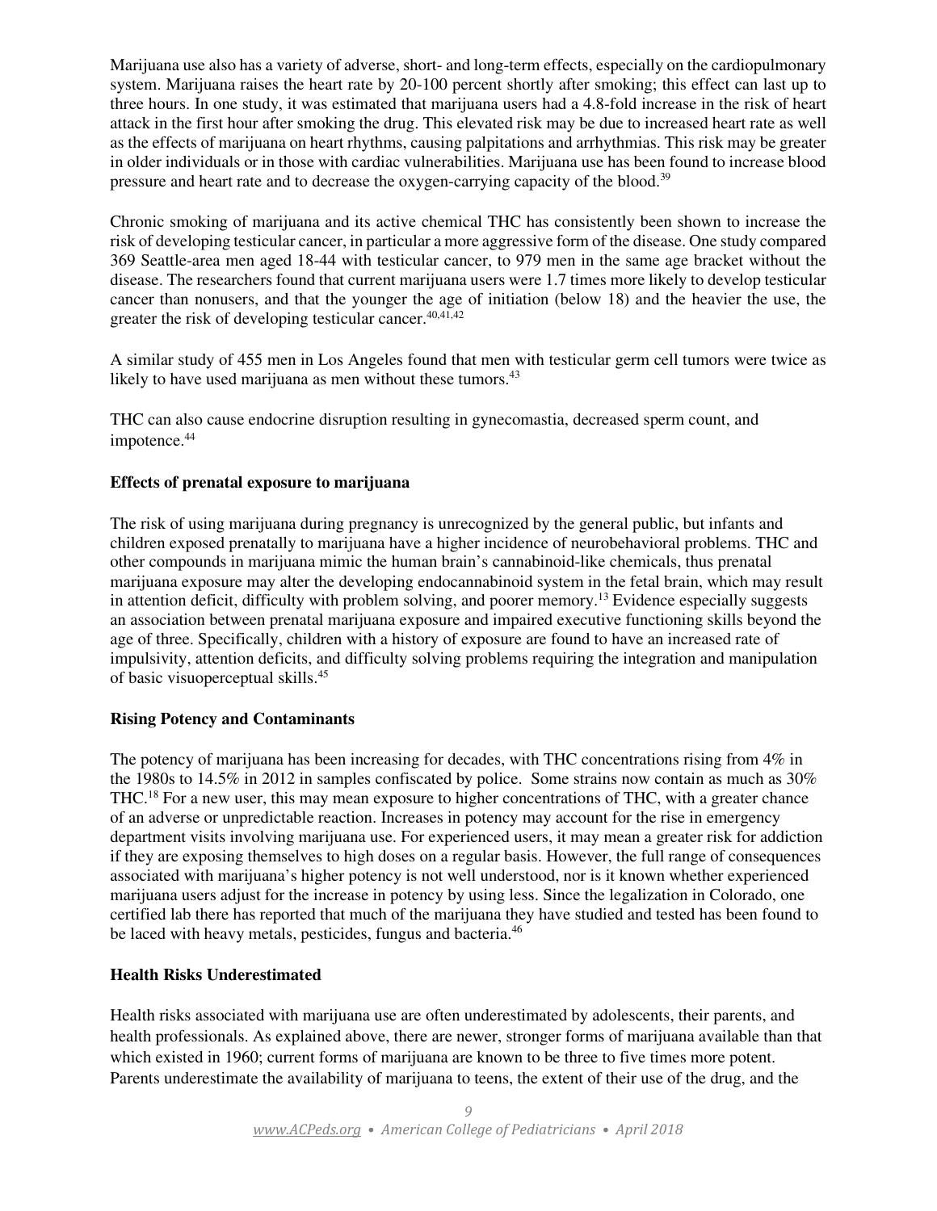Marijuana use also has a variety of adverse, short- and long-term effects, especially on the cardiopulmonary system. Marijuana raises the heart rate by 20-100 percent shortly after smoking; this effect can last up to three hours. In one study, it was estimated that marijuana users had a 4.8-fold increase in the risk of heart attack in the first hour after smoking the drug. This elevated risk may be due to increased heart rate as well as the effects of marijuana on heart rhythms, causing palpitations and arrhythmias. This risk may be greater in older individuals or in those with cardiac vulnerabilities. Marijuana use has been found to increase blood pressure and heart rate and to decrease the oxygen-carrying capacity of the blood.[39]

Chronic smoking of marijuana and its active chemical THC has consistently been shown to increase the risk of developing testicular cancer, in particular a more aggressive form of the disease. One study compared 369 Seattle-area men aged 18-44 with testicular cancer, to 979 men in the same age bracket without the disease. The researchers found that current marijuana users were 1.7 times more likely to develop testicular cancer than nonusers, and that the younger the age of initiation (below 18) and the heavier the use, the greater the risk of developing testicular cancer.[40,41,42]

A similar study of 455 men in Los Angeles found that men with testicular germ cell tumors were twice as likely to have used marijuana as men without these tumors.[43]

THC can also cause endocrine disruption resulting in gynecomastia, decreased sperm count, and impotence.[44]

**Effects of prenatal exposure to marijuana**

The risk of using marijuana during pregnancy is unrecognized by the general public, but infants and children exposed prenatally to marijuana have a higher incidence of neurobehavioral problems. THC and other compounds in marijuana mimic the human brain's cannabinoid-like chemicals, thus prenatal marijuana exposure may alter the developing endocannabinoid system in the fetal brain, which may result in attention deficit, difficulty with problem solving, and poorer memory.[13] Evidence especially suggests an association between prenatal marijuana exposure and impaired executive functioning skills beyond the age of three. Specifically, children with a history of exposure are found to have an increased rate of impulsivity, attention deficits, and difficulty solving problems requiring the integration and manipulation of basic visuoperceptual skills.[45]

**Rising Potency and Contaminants**

The potency of marijuana has been increasing for decades, with THC concentrations rising from 4% in the 1980s to 14.5% in 2012 in samples confiscated by police. Some strains now contain as much as 30% THC.[18] For a new user, this may mean exposure to higher concentrations of THC, with a greater chance of an adverse or unpredictable reaction. Increases in potency may account for the rise in emergency department visits involving marijuana use. For experienced users, it may mean a greater risk for addiction if they are exposing themselves to high doses on a regular basis. However, the full range of consequences associated with marijuana's higher potency is not well understood, nor is it known whether experienced marijuana users adjust for the increase in potency by using less. Since the legalization in Colorado, one certified lab there has reported that much of the marijuana they have studied and tested has been found to be laced with heavy metals, pesticides, fungus and bacteria.[46]

**Health Risks Underestimated**

Health risks associated with marijuana use are often underestimated by adolescents, their parents, and health professionals. As explained above, there are newer, stronger forms of marijuana available than that which existed in 1960; current forms of marijuana are known to be three to five times more potent. Parents underestimate the availability of marijuana to teens, the extent of their use of the drug, and the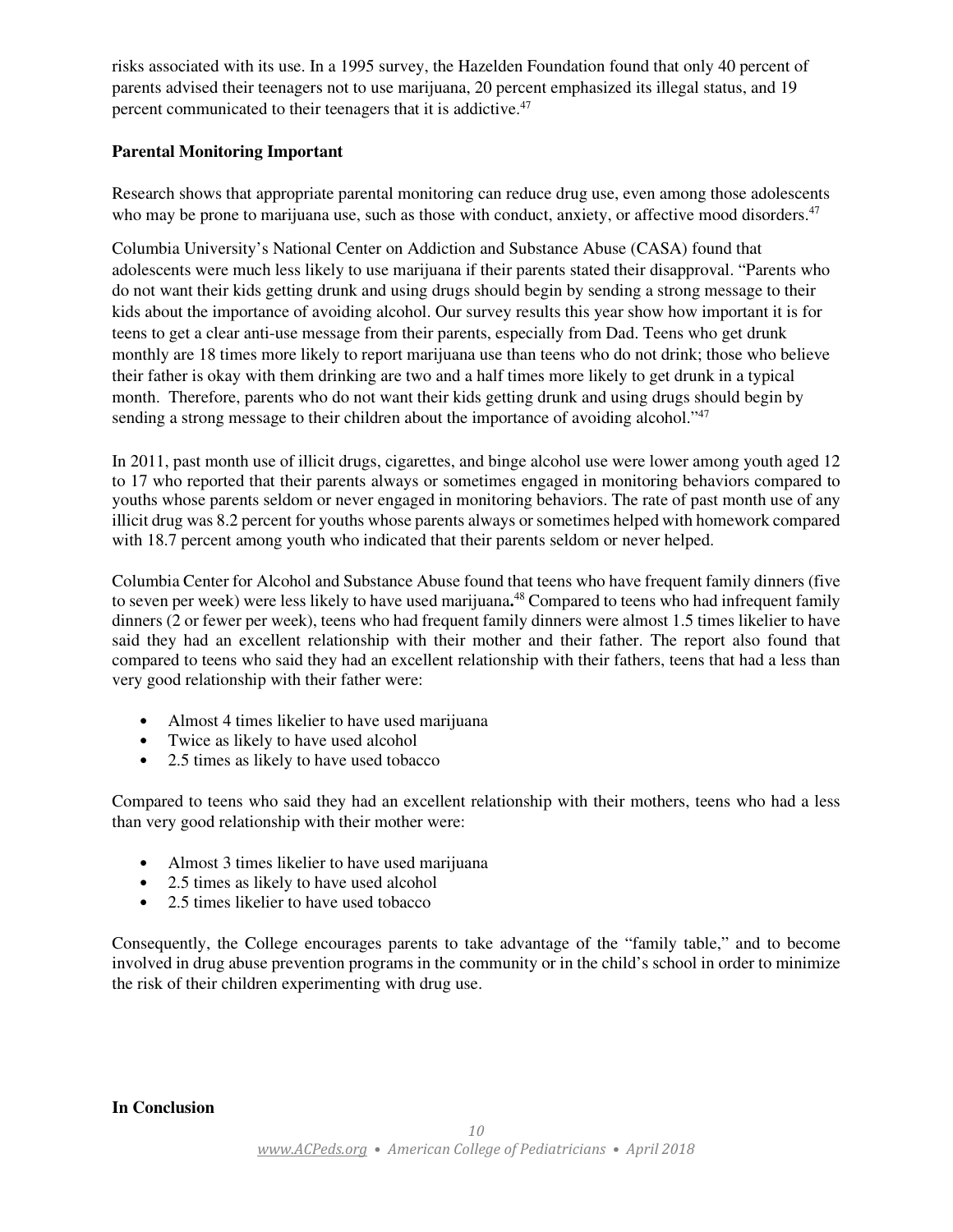risks associated with its use. In a 1995 survey, the Hazelden Foundation found that only 40 percent of parents advised their teenagers not to use marijuana, 20 percent emphasized its illegal status, and 19 percent communicated to their teenagers that it is addictive.[47]

**Parental Monitoring Important**

Research shows that appropriate parental monitoring can reduce drug use, even among those adolescents who may be prone to marijuana use, such as those with conduct, anxiety, or affective mood disorders.[47]

Columbia University's National Center on Addiction and Substance Abuse (CASA) found that adolescents were much less likely to use marijuana if their parents stated their disapproval. "Parents who do not want their kids getting drunk and using drugs should begin by sending a strong message to their kids about the importance of avoiding alcohol. Our survey results this year show how important it is for teens to get a clear anti-use message from their parents, especially from Dad. Teens who get drunk monthly are 18 times more likely to report marijuana use than teens who do not drink; those who believe their father is okay with them drinking are two and a half times more likely to get drunk in a typical month. Therefore, parents who do not want their kids getting drunk and using drugs should begin by sending a strong message to their children about the importance of avoiding alcohol."[47]

In 2011, past month use of illicit drugs, cigarettes, and binge alcohol use were lower among youth aged 12 to 17 who reported that their parents always or sometimes engaged in monitoring behaviors compared to youths whose parents seldom or never engaged in monitoring behaviors. The rate of past month use of any illicit drug was 8.2 percent for youths whose parents always or sometimes helped with homework compared with 18.7 percent among youth who indicated that their parents seldom or never helped.

Columbia Center for Alcohol and Substance Abuse found that teens who have frequent family dinners (five to seven per week) were less likely to have used marijuana**.**[48] Compared to teens who had infrequent family dinners (2 or fewer per week), teens who had frequent family dinners were almost 1.5 times likelier to have said they had an excellent relationship with their mother and their father. The report also found that compared to teens who said they had an excellent relationship with their fathers, teens that had a less than very good relationship with their father were:

- Almost 4 times likelier to have used marijuana
- Twice as likely to have used alcohol
- 2.5 times as likely to have used tobacco

Compared to teens who said they had an excellent relationship with their mothers, teens who had a less than very good relationship with their mother were:

- Almost 3 times likelier to have used marijuana
- 2.5 times as likely to have used alcohol
- 2.5 times likelier to have used tobacco

Consequently, the College encourages parents to take advantage of the "family table," and to become involved in drug abuse prevention programs in the community or in the child's school in order to minimize the risk of their children experimenting with drug use.

**In Conclusion**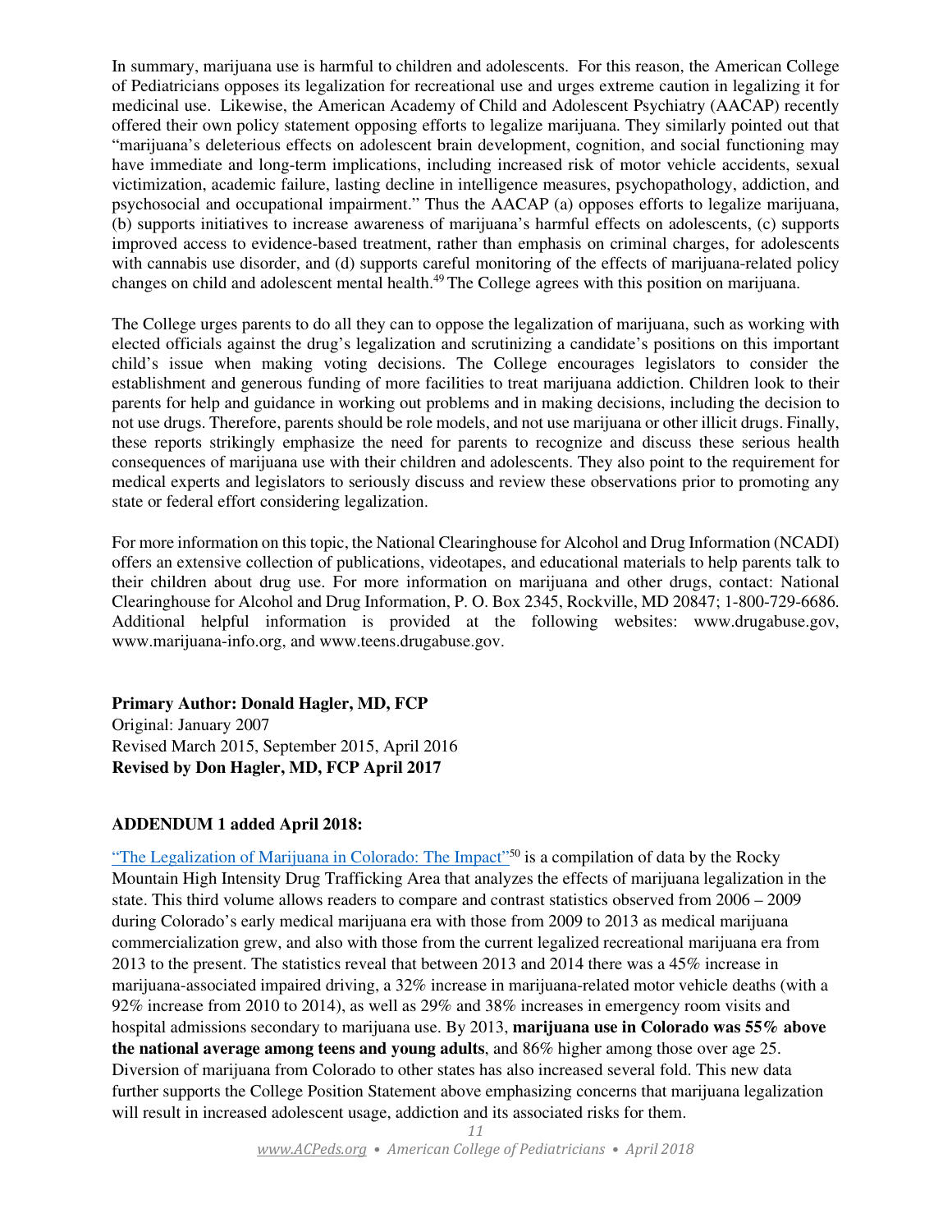In summary, marijuana use is harmful to children and adolescents. For this reason, the American College of Pediatricians opposes its legalization for recreational use and urges extreme caution in legalizing it for medicinal use. Likewise, the American Academy of Child and Adolescent Psychiatry (AACAP) recently offered their own policy statement opposing efforts to legalize marijuana. They similarly pointed out that "marijuana's deleterious effects on adolescent brain development, cognition, and social functioning may have immediate and long-term implications, including increased risk of motor vehicle accidents, sexual victimization, academic failure, lasting decline in intelligence measures, psychopathology, addiction, and psychosocial and occupational impairment." Thus the AACAP (a) opposes efforts to legalize marijuana, (b) supports initiatives to increase awareness of marijuana's harmful effects on adolescents, (c) supports improved access to evidence-based treatment, rather than emphasis on criminal charges, for adolescents with cannabis use disorder, and (d) supports careful monitoring of the effects of marijuana-related policy changes on child and adolescent mental health.[49] The College agrees with this position on marijuana.

The College urges parents to do all they can to oppose the legalization of marijuana, such as working with elected officials against the drug's legalization and scrutinizing a candidate's positions on this important child's issue when making voting decisions. The College encourages legislators to consider the establishment and generous funding of more facilities to treat marijuana addiction. Children look to their parents for help and guidance in working out problems and in making decisions, including the decision to not use drugs. Therefore, parents should be role models, and not use marijuana or other illicit drugs. Finally, these reports strikingly emphasize the need for parents to recognize and discuss these serious health consequences of marijuana use with their children and adolescents. They also point to the requirement for medical experts and legislators to seriously discuss and review these observations prior to promoting any state or federal effort considering legalization.

For more information on this topic, the National Clearinghouse for Alcohol and Drug Information (NCADI) offers an extensive collection of publications, videotapes, and educational materials to help parents talk to their children about drug use. For more information on marijuana and other drugs, contact: National Clearinghouse for Alcohol and Drug Information, P. O. Box 2345, Rockville, MD 20847; 1-800-729-6686. Additional helpful information is provided at the following websites: www.drugabuse.gov, www.marijuana-info.org, and www.teens.drugabuse.gov.

**Primary Author: Donald Hagler, MD, FCP**
Original: January 2007
Revised March 2015, September 2015, April 2016
**Revised by Don Hagler, MD, FCP April 2017**

**ADDENDUM 1 added April 2018:**

"The Legalization of Marijuana in Colorado: The Impact"[50] is a compilation of data by the Rocky Mountain High Intensity Drug Trafficking Area that analyzes the effects of marijuana legalization in the state. This third volume allows readers to compare and contrast statistics observed from 2006 – 2009 during Colorado's early medical marijuana era with those from 2009 to 2013 as medical marijuana commercialization grew, and also with those from the current legalized recreational marijuana era from 2013 to the present. The statistics reveal that between 2013 and 2014 there was a 45% increase in marijuana-associated impaired driving, a 32% increase in marijuana-related motor vehicle deaths (with a 92% increase from 2010 to 2014), as well as 29% and 38% increases in emergency room visits and hospital admissions secondary to marijuana use. By 2013, **marijuana use in Colorado was 55% above the national average among teens and young adults**, and 86% higher among those over age 25. Diversion of marijuana from Colorado to other states has also increased several fold. This new data further supports the College Position Statement above emphasizing concerns that marijuana legalization will result in increased adolescent usage, addiction and its associated risks for them.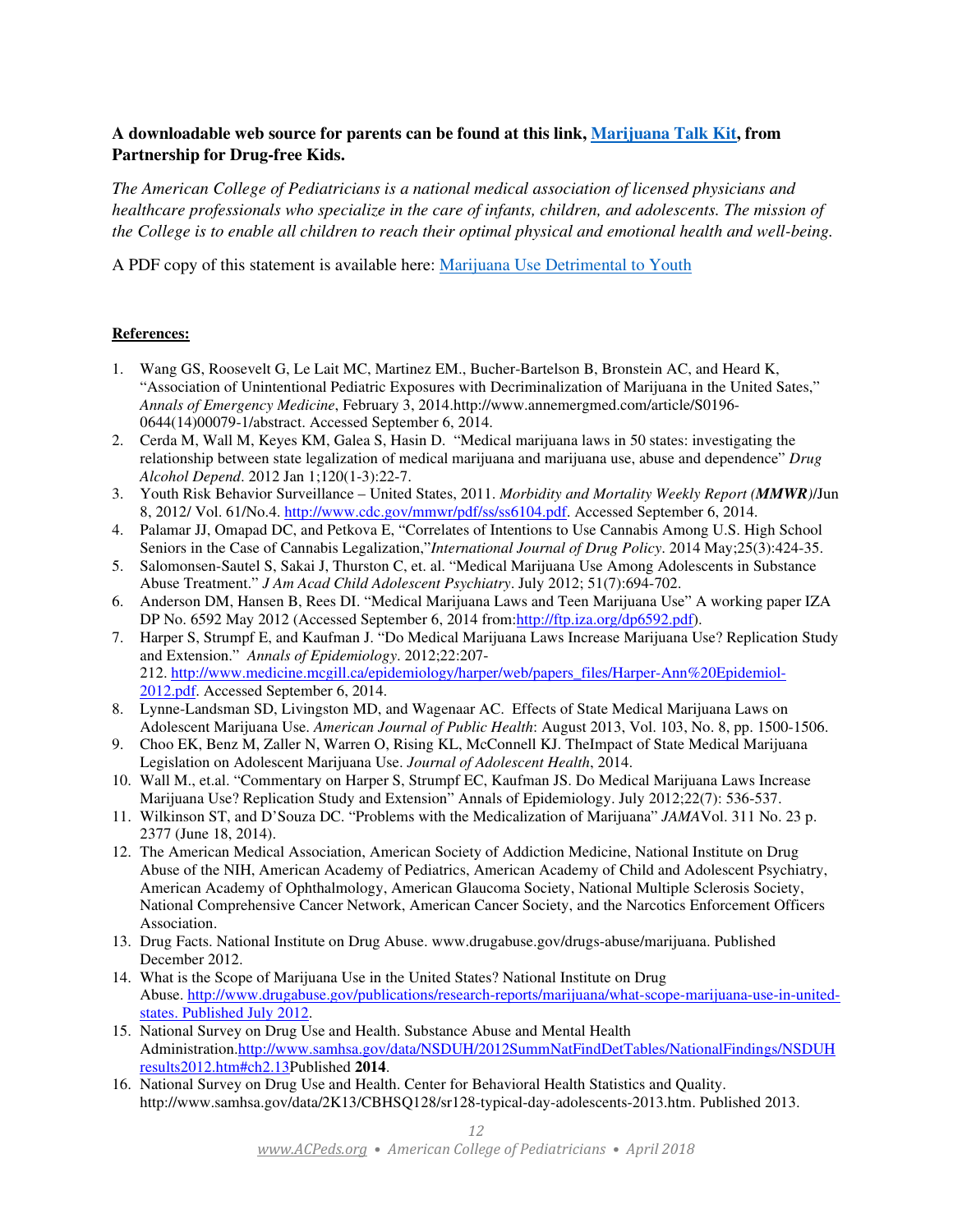**A downloadable web source for parents can be found at this link, [Marijuana Talk Kit], from Partnership for Drug-free Kids.**

*The American College of Pediatricians is a national medical association of licensed physicians and healthcare professionals who specialize in the care of infants, children, and adolescents. The mission of the College is to enable all children to reach their optimal physical and emotional health and well-being.*

A PDF copy of this statement is available here: Marijuana Use Detrimental to Youth

**References:**

1. Wang GS, Roosevelt G, Le Lait MC, Martinez EM., Bucher-Bartelson B, Bronstein AC, and Heard K, "Association of Unintentional Pediatric Exposures with Decriminalization of Marijuana in the United Sates," *Annals of Emergency Medicine*, February 3, 2014.http://www.annemergmed.com/article/S0196-0644(14)00079-1/abstract. Accessed September 6, 2014.
2. Cerda M, Wall M, Keyes KM, Galea S, Hasin D. "Medical marijuana laws in 50 states: investigating the relationship between state legalization of medical marijuana and marijuana use, abuse and dependence" *Drug Alcohol Depend*. 2012 Jan 1;120(1-3):22-7.
3. Youth Risk Behavior Surveillance – United States, 2011. *Morbidity and Mortality Weekly Report (**MMWR**)*/Jun 8, 2012/ Vol. 61/No.4. http://www.cdc.gov/mmwr/pdf/ss/ss6104.pdf. Accessed September 6, 2014.
4. Palamar JJ, Omapad DC, and Petkova E, "Correlates of Intentions to Use Cannabis Among U.S. High School Seniors in the Case of Cannabis Legalization,"*International Journal of Drug Policy*. 2014 May;25(3):424-35.
5. Salomonsen-Sautel S, Sakai J, Thurston C, et. al. "Medical Marijuana Use Among Adolescents in Substance Abuse Treatment." *J Am Acad Child Adolescent Psychiatry*. July 2012; 51(7):694-702.
6. Anderson DM, Hansen B, Rees DI. "Medical Marijuana Laws and Teen Marijuana Use" A working paper IZA DP No. 6592 May 2012 (Accessed September 6, 2014 from:http://ftp.iza.org/dp6592.pdf).
7. Harper S, Strumpf E, and Kaufman J. "Do Medical Marijuana Laws Increase Marijuana Use? Replication Study and Extension." *Annals of Epidemiology*. 2012;22:207-212. http://www.medicine.mcgill.ca/epidemiology/harper/web/papers_files/Harper-Ann%20Epidemiol-2012.pdf. Accessed September 6, 2014.
8. Lynne-Landsman SD, Livingston MD, and Wagenaar AC. Effects of State Medical Marijuana Laws on Adolescent Marijuana Use. *American Journal of Public Health*: August 2013, Vol. 103, No. 8, pp. 1500-1506.
9. Choo EK, Benz M, Zaller N, Warren O, Rising KL, McConnell KJ. TheImpact of State Medical Marijuana Legislation on Adolescent Marijuana Use. *Journal of Adolescent Health*, 2014.
10. Wall M., et.al. "Commentary on Harper S, Strumpf EC, Kaufman JS. Do Medical Marijuana Laws Increase Marijuana Use? Replication Study and Extension" Annals of Epidemiology. July 2012;22(7): 536-537.
11. Wilkinson ST, and D'Souza DC. "Problems with the Medicalization of Marijuana" *JAMA*Vol. 311 No. 23 p. 2377 (June 18, 2014).
12. The American Medical Association, American Society of Addiction Medicine, National Institute on Drug Abuse of the NIH, American Academy of Pediatrics, American Academy of Child and Adolescent Psychiatry, American Academy of Ophthalmology, American Glaucoma Society, National Multiple Sclerosis Society, National Comprehensive Cancer Network, American Cancer Society, and the Narcotics Enforcement Officers Association.
13. Drug Facts. National Institute on Drug Abuse. www.drugabuse.gov/drugs-abuse/marijuana. Published December 2012.
14. What is the Scope of Marijuana Use in the United States? National Institute on Drug Abuse. http://www.drugabuse.gov/publications/research-reports/marijuana/what-scope-marijuana-use-in-united-states. Published July 2012.
15. National Survey on Drug Use and Health. Substance Abuse and Mental Health Administration.http://www.samhsa.gov/data/NSDUH/2012SummNatFindDetTables/NationalFindings/NSDUHresults2012.htm#ch2.13Published **2014**.
16. National Survey on Drug Use and Health. Center for Behavioral Health Statistics and Quality. http://www.samhsa.gov/data/2K13/CBHSQ128/sr128-typical-day-adolescents-2013.htm. Published 2013.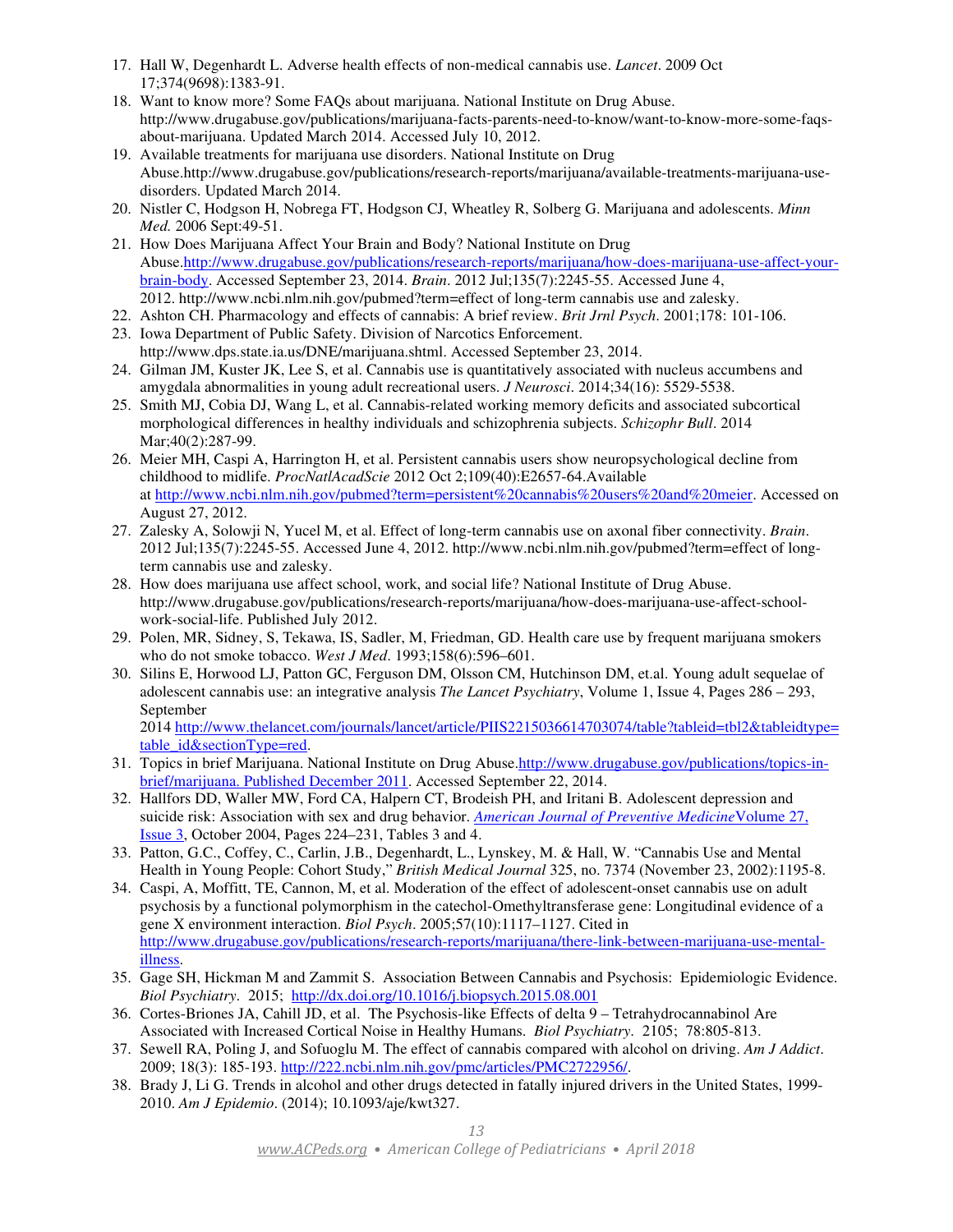17. Hall W, Degenhardt L. Adverse health effects of non-medical cannabis use. *Lancet*. 2009 Oct 17;374(9698):1383-91.
18. Want to know more? Some FAQs about marijuana. National Institute on Drug Abuse. http://www.drugabuse.gov/publications/marijuana-facts-parents-need-to-know/want-to-know-more-some-faqs-about-marijuana. Updated March 2014. Accessed July 10, 2012.
19. Available treatments for marijuana use disorders. National Institute on Drug Abuse.http://www.drugabuse.gov/publications/research-reports/marijuana/available-treatments-marijuana-use-disorders. Updated March 2014.
20. Nistler C, Hodgson H, Nobrega FT, Hodgson CJ, Wheatley R, Solberg G. Marijuana and adolescents. *Minn Med.* 2006 Sept:49-51.
21. How Does Marijuana Affect Your Brain and Body? National Institute on Drug Abuse.http://www.drugabuse.gov/publications/research-reports/marijuana/how-does-marijuana-use-affect-your-brain-body. Accessed September 23, 2014. *Brain*. 2012 Jul;135(7):2245-55. Accessed June 4, 2012. http://www.ncbi.nlm.nih.gov/pubmed?term=effect of long-term cannabis use and zalesky.
22. Ashton CH. Pharmacology and effects of cannabis: A brief review. *Brit Jrnl Psych*. 2001;178: 101-106.
23. Iowa Department of Public Safety. Division of Narcotics Enforcement. http://www.dps.state.ia.us/DNE/marijuana.shtml. Accessed September 23, 2014.
24. Gilman JM, Kuster JK, Lee S, et al. Cannabis use is quantitatively associated with nucleus accumbens and amygdala abnormalities in young adult recreational users. *J Neurosci*. 2014;34(16): 5529-5538.
25. Smith MJ, Cobia DJ, Wang L, et al. Cannabis-related working memory deficits and associated subcortical morphological differences in healthy individuals and schizophrenia subjects. *Schizophr Bull*. 2014 Mar;40(2):287-99.
26. Meier MH, Caspi A, Harrington H, et al. Persistent cannabis users show neuropsychological decline from childhood to midlife. *ProcNatlAcadScie* 2012 Oct 2;109(40):E2657-64.Available at http://www.ncbi.nlm.nih.gov/pubmed?term=persistent%20cannabis%20users%20and%20meier. Accessed on August 27, 2012.
27. Zalesky A, Solowji N, Yucel M, et al. Effect of long-term cannabis use on axonal fiber connectivity. *Brain*. 2012 Jul;135(7):2245-55. Accessed June 4, 2012. http://www.ncbi.nlm.nih.gov/pubmed?term=effect of long-term cannabis use and zalesky.
28. How does marijuana use affect school, work, and social life? National Institute of Drug Abuse. http://www.drugabuse.gov/publications/research-reports/marijuana/how-does-marijuana-use-affect-school-work-social-life. Published July 2012.
29. Polen, MR, Sidney, S, Tekawa, IS, Sadler, M, Friedman, GD. Health care use by frequent marijuana smokers who do not smoke tobacco. *West J Med*. 1993;158(6):596–601.
30. Silins E, Horwood LJ, Patton GC, Ferguson DM, Olsson CM, Hutchinson DM, et.al. Young adult sequelae of adolescent cannabis use: an integrative analysis *The Lancet Psychiatry*, Volume 1, Issue 4, Pages 286 – 293, September 2014 http://www.thelancet.com/journals/lancet/article/PIIS2215036614703074/table?tableid=tbl2&tableidtype=table_id&sectionType=red.
31. Topics in brief Marijuana. National Institute on Drug Abuse.http://www.drugabuse.gov/publications/topics-in-brief/marijuana. Published December 2011. Accessed September 22, 2014.
32. Hallfors DD, Waller MW, Ford CA, Halpern CT, Brodeish PH, and Iritani B. Adolescent depression and suicide risk: Association with sex and drug behavior. *American Journal of Preventive Medicine*Volume 27, Issue 3, October 2004, Pages 224–231, Tables 3 and 4.
33. Patton, G.C., Coffey, C., Carlin, J.B., Degenhardt, L., Lynskey, M. & Hall, W. "Cannabis Use and Mental Health in Young People: Cohort Study," *British Medical Journal* 325, no. 7374 (November 23, 2002):1195-8.
34. Caspi, A, Moffitt, TE, Cannon, M, et al. Moderation of the effect of adolescent-onset cannabis use on adult psychosis by a functional polymorphism in the catechol-Omethyltransferase gene: Longitudinal evidence of a gene X environment interaction. *Biol Psych*. 2005;57(10):1117–1127. Cited in http://www.drugabuse.gov/publications/research-reports/marijuana/there-link-between-marijuana-use-mental-illness.
35. Gage SH, Hickman M and Zammit S. Association Between Cannabis and Psychosis: Epidemiologic Evidence. *Biol Psychiatry*. 2015; http://dx.doi.org/10.1016/j.biopsych.2015.08.001
36. Cortes-Briones JA, Cahill JD, et al. The Psychosis-like Effects of delta 9 – Tetrahydrocannabinol Are Associated with Increased Cortical Noise in Healthy Humans. *Biol Psychiatry*. 2105; 78:805-813.
37. Sewell RA, Poling J, and Sofuoglu M. The effect of cannabis compared with alcohol on driving. *Am J Addict*. 2009; 18(3): 185-193. http://222.ncbi.nlm.nih.gov/pmc/articles/PMC2722956/.
38. Brady J, Li G. Trends in alcohol and other drugs detected in fatally injured drivers in the United States, 1999-2010. *Am J Epidemio*. (2014); 10.1093/aje/kwt327.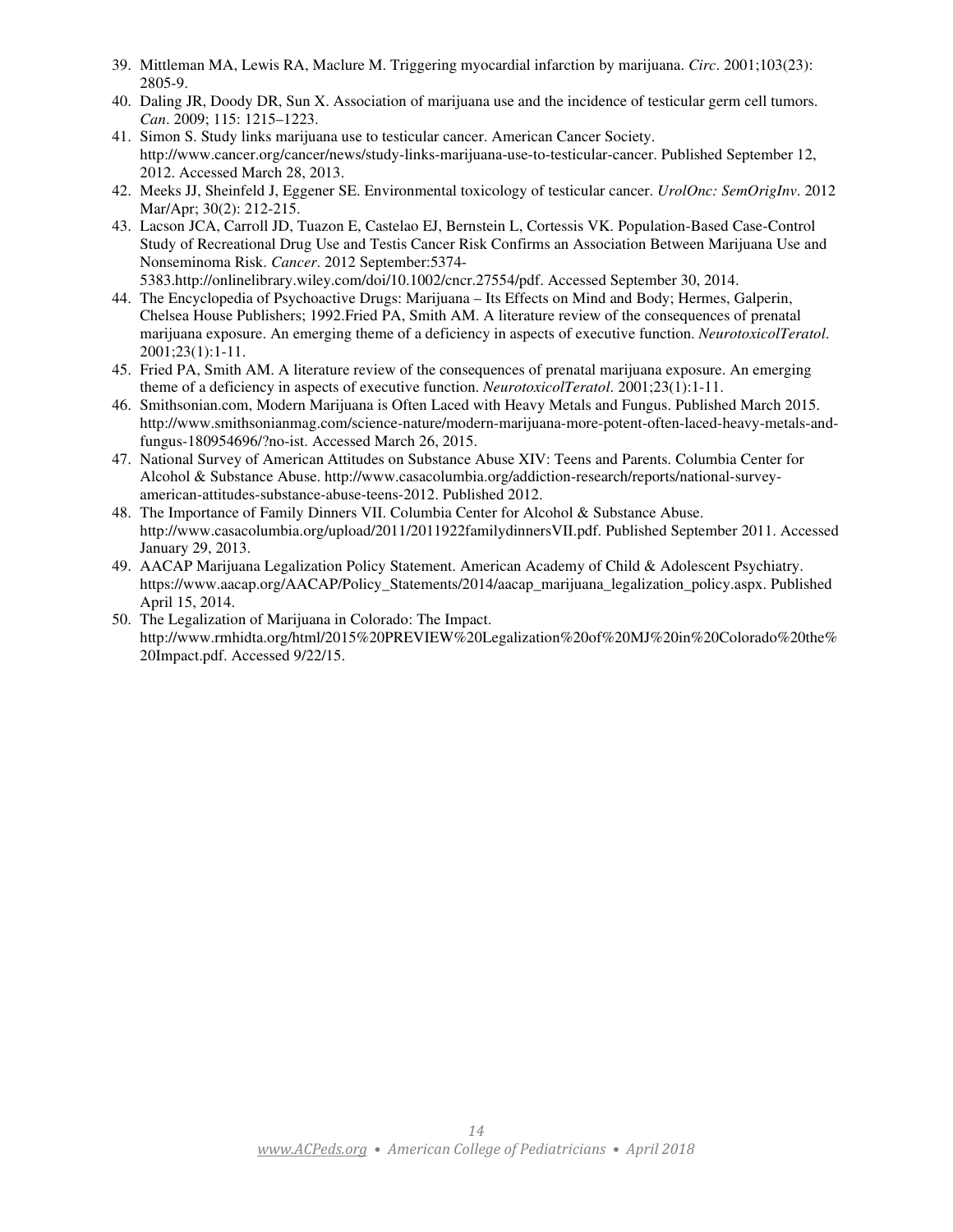39. Mittleman MA, Lewis RA, Maclure M. Triggering myocardial infarction by marijuana. *Circ*. 2001;103(23): 2805-9.
40. Daling JR, Doody DR, Sun X. Association of marijuana use and the incidence of testicular germ cell tumors. *Can*. 2009; 115: 1215–1223.
41. Simon S. Study links marijuana use to testicular cancer. American Cancer Society. http://www.cancer.org/cancer/news/study-links-marijuana-use-to-testicular-cancer. Published September 12, 2012. Accessed March 28, 2013.
42. Meeks JJ, Sheinfeld J, Eggener SE. Environmental toxicology of testicular cancer. *UrolOnc: SemOrigInv*. 2012 Mar/Apr; 30(2): 212-215.
43. Lacson JCA, Carroll JD, Tuazon E, Castelao EJ, Bernstein L, Cortessis VK. Population-Based Case-Control Study of Recreational Drug Use and Testis Cancer Risk Confirms an Association Between Marijuana Use and Nonseminoma Risk. *Cancer*. 2012 September:5374-5383.http://onlinelibrary.wiley.com/doi/10.1002/cncr.27554/pdf. Accessed September 30, 2014.
44. The Encyclopedia of Psychoactive Drugs: Marijuana – Its Effects on Mind and Body; Hermes, Galperin, Chelsea House Publishers; 1992.Fried PA, Smith AM. A literature review of the consequences of prenatal marijuana exposure. An emerging theme of a deficiency in aspects of executive function. *NeurotoxicolTeratol*. 2001;23(1):1-11.
45. Fried PA, Smith AM. A literature review of the consequences of prenatal marijuana exposure. An emerging theme of a deficiency in aspects of executive function. *NeurotoxicolTeratol*. 2001;23(1):1-11.
46. Smithsonian.com, Modern Marijuana is Often Laced with Heavy Metals and Fungus. Published March 2015. http://www.smithsonianmag.com/science-nature/modern-marijuana-more-potent-often-laced-heavy-metals-and-fungus-180954696/?no-ist. Accessed March 26, 2015.
47. National Survey of American Attitudes on Substance Abuse XIV: Teens and Parents. Columbia Center for Alcohol & Substance Abuse. http://www.casacolumbia.org/addiction-research/reports/national-survey-american-attitudes-substance-abuse-teens-2012. Published 2012.
48. The Importance of Family Dinners VII. Columbia Center for Alcohol & Substance Abuse. http://www.casacolumbia.org/upload/2011/2011922familydinnersVII.pdf. Published September 2011. Accessed January 29, 2013.
49. AACAP Marijuana Legalization Policy Statement. American Academy of Child & Adolescent Psychiatry. https://www.aacap.org/AACAP/Policy_Statements/2014/aacap_marijuana_legalization_policy.aspx. Published April 15, 2014.
50. The Legalization of Marijuana in Colorado: The Impact. http://www.rmhidta.org/html/2015%20PREVIEW%20Legalization%20of%20MJ%20in%20Colorado%20the%20Impact.pdf. Accessed 9/22/15.